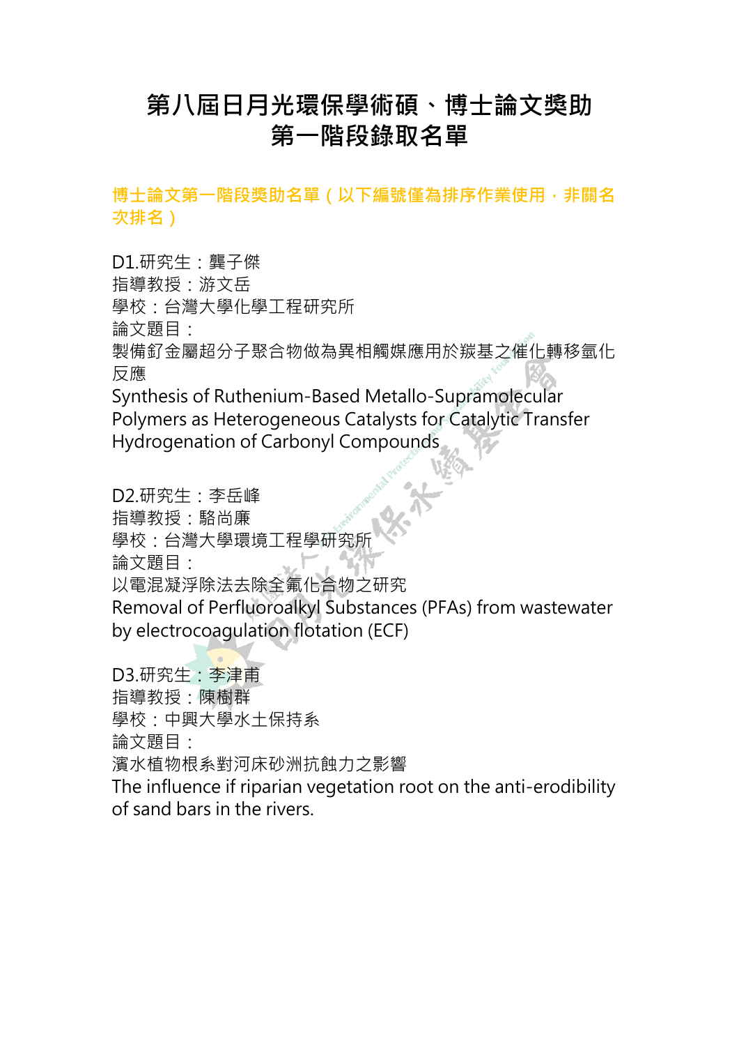# 第八屆日月光環保學術碩、博士論文獎助
# 第一階段錄取名單

## 博士論文第一階段獎助名單（以下編號僅為排序作業使用，非關名次排名）

D1.研究生：龔子傑
指導教授：游文岳
學校：台灣大學化學工程研究所
論文題目：
製備釕金屬超分子聚合物做為異相觸媒應用於羰基之催化轉移氫化反應
Synthesis of Ruthenium-Based Metallo-Supramolecular Polymers as Heterogeneous Catalysts for Catalytic Transfer Hydrogenation of Carbonyl Compounds

D2.研究生：李岳峰
指導教授：駱尚廉
學校：台灣大學環境工程學研究所
論文題目：
以電混凝浮除法去除全氟化合物之研究
Removal of Perfluoroalkyl Substances (PFAs) from wastewater by electrocoagulation flotation (ECF)

D3.研究生：李津甫
指導教授：陳樹群
學校：中興大學水土保持系
論文題目：
濱水植物根系對河床砂洲抗蝕力之影響
The influence if riparian vegetation root on the anti-erodibility of sand bars in the rivers.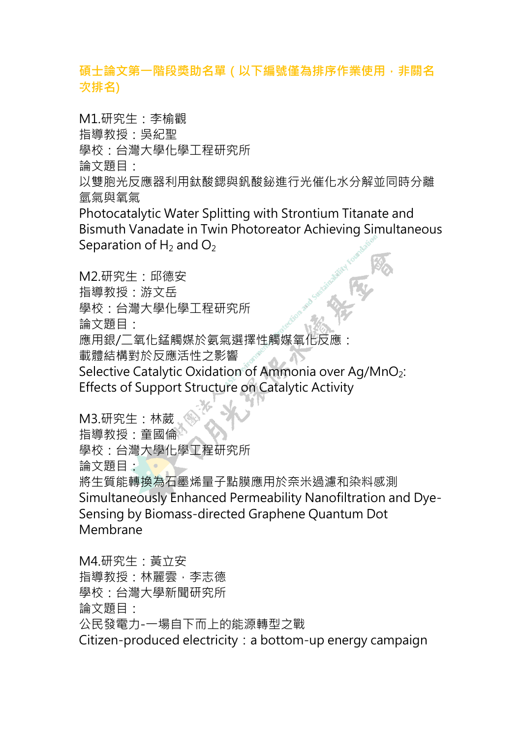**碩士論文第一階段獎助名單（以下編號僅為排序作業使用，非關名次排名)**

M1.研究生：李榆觀
指導教授：吳紀聖
學校：台灣大學化學工程研究所
論文題目：
以雙胞光反應器利用鈦酸鍶與釩酸鉍進行光催化水分解並同時分離氫氣與氧氣
Photocatalytic Water Splitting with Strontium Titanate and Bismuth Vanadate in Twin Photoreator Achieving Simultaneous Separation of $H_2$ and $O_2$

M2.研究生：邱德安
指導教授：游文岳
學校：台灣大學化學工程研究所
論文題目：
應用銀/二氧化錳觸媒於氨氣選擇性觸媒氧化反應：載體結構對於反應活性之影響
Selective Catalytic Oxidation of Ammonia over Ag/$MnO_2$: Effects of Support Structure on Catalytic Activity

M3.研究生：林葳
指導教授：童國倫
學校：台灣大學化學工程研究所
論文題目：
將生質能轉換為石墨烯量子點膜應用於奈米過濾和染料感測
Simultaneously Enhanced Permeability Nanofiltration and Dye-Sensing by Biomass-directed Graphene Quantum Dot Membrane

M4.研究生：黃立安
指導教授：林麗雲，李志德
學校：台灣大學新聞研究所
論文題目：
公民發電力-一場自下而上的能源轉型之戰
Citizen-produced electricity：a bottom-up energy campaign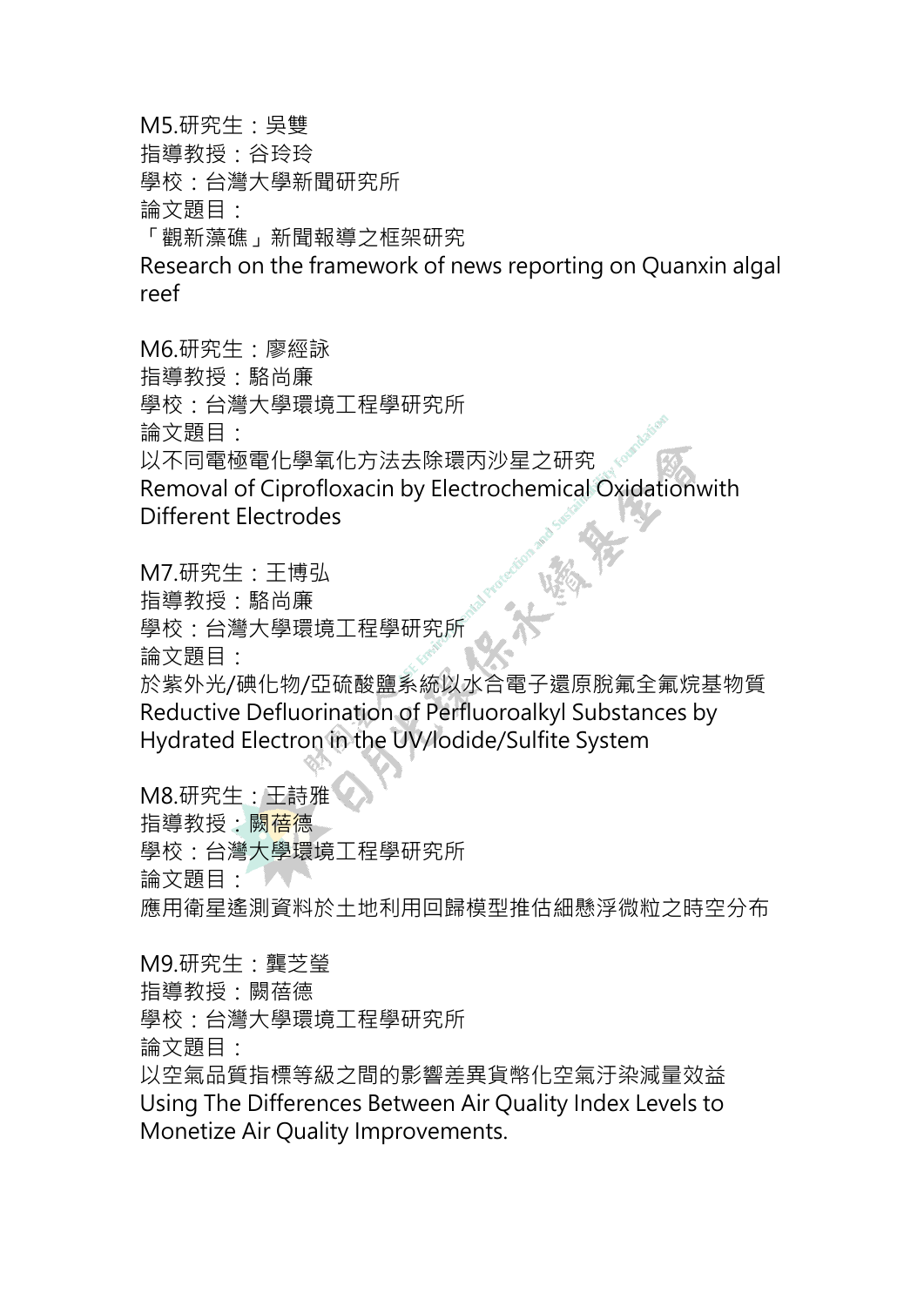M5.研究生：吳雙
指導教授：谷玲玲
學校：台灣大學新聞研究所
論文題目：
「觀新藻礁」新聞報導之框架研究
Research on the framework of news reporting on Quanxin algal reef

M6.研究生：廖經詠
指導教授：駱尚廉
學校：台灣大學環境工程學研究所
論文題目：
以不同電極電化學氧化方法去除環丙沙星之研究
Removal of Ciprofloxacin by Electrochemical Oxidationwith Different Electrodes

M7.研究生：王博弘
指導教授：駱尚廉
學校：台灣大學環境工程學研究所
論文題目：
於紫外光/碘化物/亞硫酸鹽系統以水合電子還原脫氟全氟烷基物質
Reductive Defluorination of Perfluoroalkyl Substances by Hydrated Electron in the UV/Iodide/Sulfite System

M8.研究生：王詩雅
指導教授：闕蓓德
學校：台灣大學環境工程學研究所
論文題目：
應用衛星遙測資料於土地利用回歸模型推估細懸浮微粒之時空分布

M9.研究生：龔芝瑩
指導教授：闕蓓德
學校：台灣大學環境工程學研究所
論文題目：
以空氣品質指標等級之間的影響差異貨幣化空氣汙染減量效益
Using The Differences Between Air Quality Index Levels to Monetize Air Quality Improvements.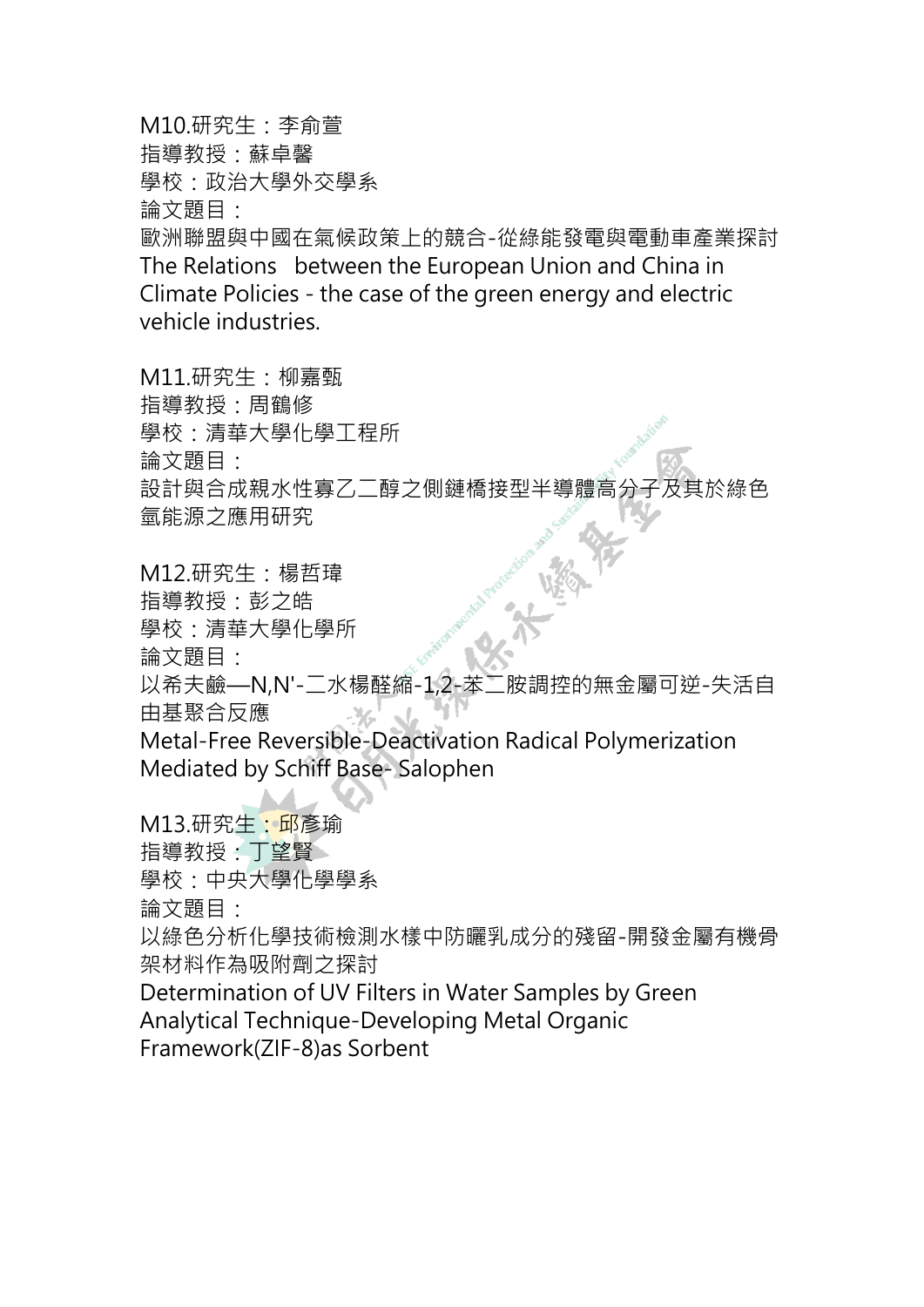M10.研究生：李俞萱

指導教授：蘇卓馨

學校：政治大學外交學系

論文題目：

歐洲聯盟與中國在氣候政策上的競合-從綠能發電與電動車產業探討

The Relations between the European Union and China in Climate Policies - the case of the green energy and electric vehicle industries.

M11.研究生：柳嘉甄

指導教授：周鶴修

學校：清華大學化學工程所

論文題目：

設計與合成親水性寡乙二醇之側鏈橋接型半導體高分子及其於綠色氫能源之應用研究

M12.研究生：楊哲瑋

指導教授：彭之皓

學校：清華大學化學所

論文題目：

以希夫鹼—N,N'-二水楊醛縮-1,2-苯二胺調控的無金屬可逆-失活自由基聚合反應

Metal-Free Reversible-Deactivation Radical Polymerization Mediated by Schiff Base- Salophen

M13.研究生：邱彥瑜

指導教授：丁望賢

學校：中央大學化學學系

論文題目：

以綠色分析化學技術檢測水樣中防曬乳成分的殘留-開發金屬有機骨架材料作為吸附劑之探討

Determination of UV Filters in Water Samples by Green Analytical Technique-Developing Metal Organic Framework(ZIF-8)as Sorbent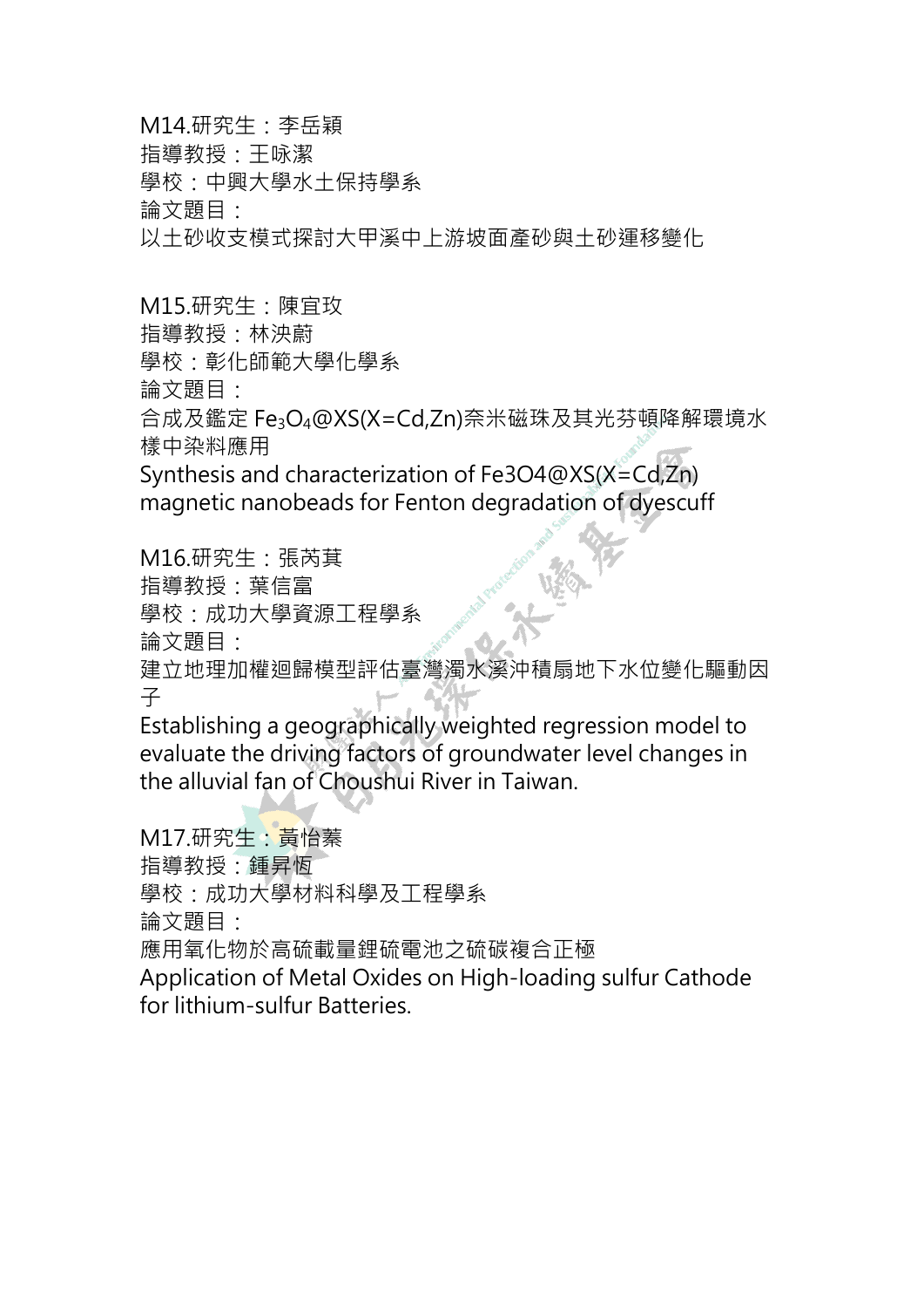M14.研究生：李岳穎
指導教授：王咏潔
學校：中興大學水土保持學系
論文題目：
以土砂收支模式探討大甲溪中上游坡面產砂與土砂運移變化

M15.研究生：陳宜玫
指導教授：林泱蔚
學校：彰化師範大學化學系
論文題目：
合成及鑑定 $Fe_3O_4$@XS(X=Cd,Zn)奈米磁珠及其光芬頓降解環境水樣中染料應用
Synthesis and characterization of Fe3O4@XS(X=Cd,Zn) magnetic nanobeads for Fenton degradation of dyescuff

M16.研究生：張芮萁
指導教授：葉信富
學校：成功大學資源工程學系
論文題目：
建立地理加權迴歸模型評估臺灣濁水溪沖積扇地下水位變化驅動因子
Establishing a geographically weighted regression model to evaluate the driving factors of groundwater level changes in the alluvial fan of Choushui River in Taiwan.

M17.研究生：黃怡蓁
指導教授：鍾昇恆
學校：成功大學材料科學及工程學系
論文題目：
應用氧化物於高硫載量鋰硫電池之硫碳複合正極
Application of Metal Oxides on High-loading sulfur Cathode for lithium-sulfur Batteries.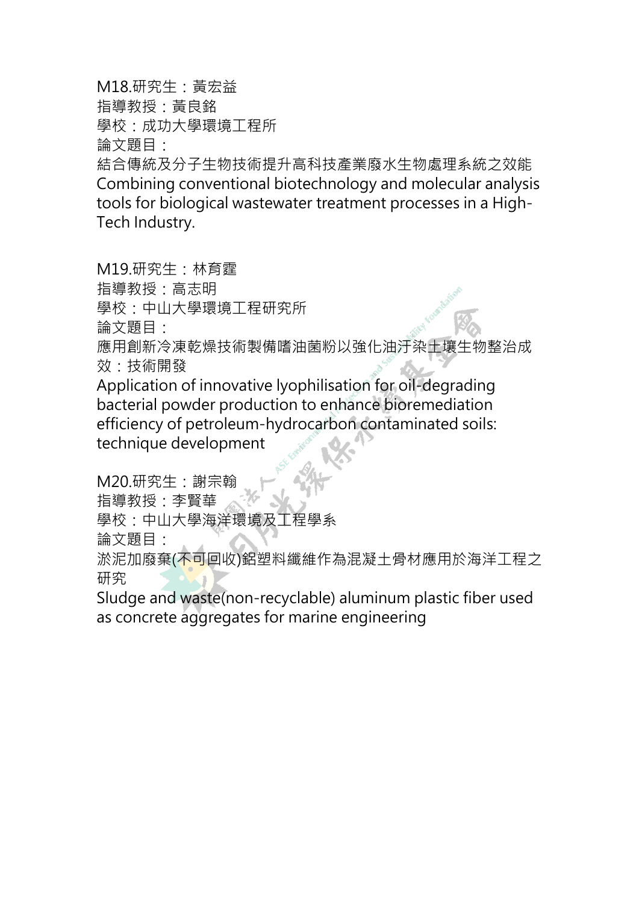M18.研究生：黃宏益

指導教授：黃良銘

學校：成功大學環境工程所

論文題目：

結合傳統及分子生物技術提升高科技產業廢水生物處理系統之效能

Combining conventional biotechnology and molecular analysis tools for biological wastewater treatment processes in a High-Tech Industry.

M19.研究生：林育霆

指導教授：高志明

學校：中山大學環境工程研究所

論文題目：

應用創新冷凍乾燥技術製備嗜油菌粉以強化油汙染土壤生物整治成效：技術開發

Application of innovative lyophilisation for oil-degrading bacterial powder production to enhance bioremediation efficiency of petroleum-hydrocarbon contaminated soils: technique development

M20.研究生：謝宗翰

指導教授：李賢華

學校：中山大學海洋環境及工程學系

論文題目：

淤泥加廢棄(不可回收)鋁塑料纖維作為混凝土骨材應用於海洋工程之研究

Sludge and waste(non-recyclable) aluminum plastic fiber used as concrete aggregates for marine engineering